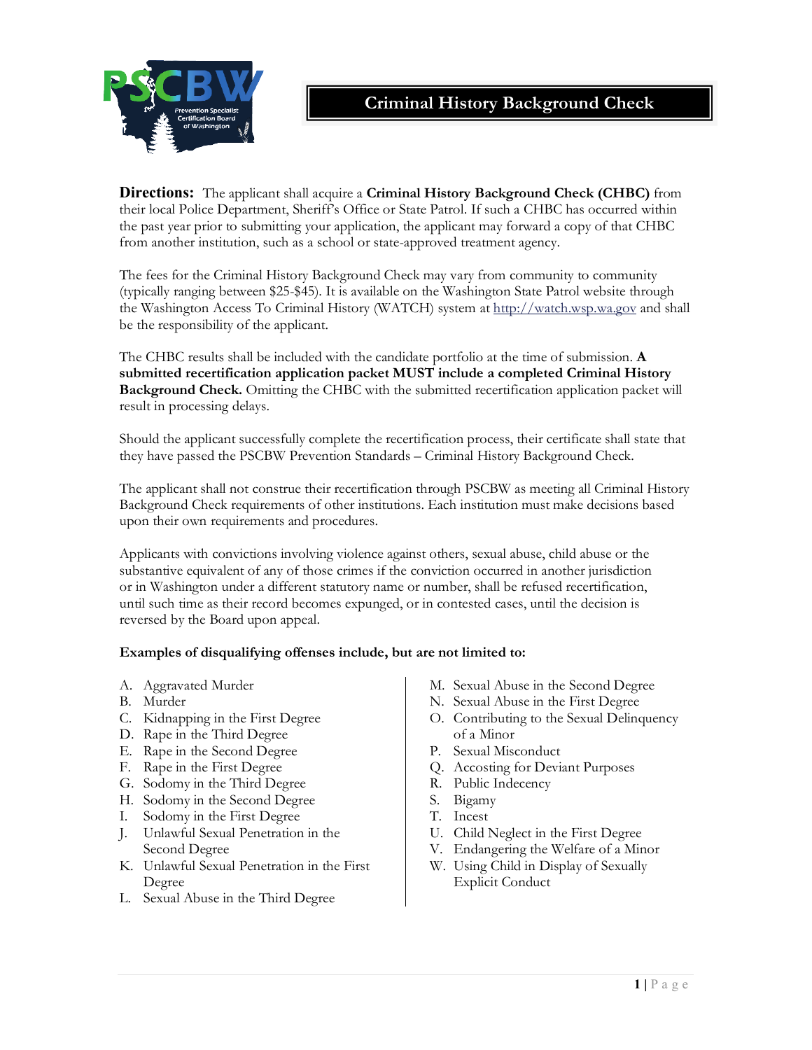# Criminal History Background Check

**Directions:** The applicant shall acquire a **Criminal History Background Check (CHBC)** from their local Police Department, Sheriff's Office or State Patrol. If such a CHBC has occurred within the past year prior to submitting your application, the applicant may forward a copy of that CHBC from another institution, such as a school or state-approved treatment agency.

The fees for the Criminal History Background Check may vary from community to community (typically ranging between $25-$45). It is available on the Washington State Patrol website through the Washington Access To Criminal History (WATCH) system at http://watch.wsp.wa.gov and shall be the responsibility of the applicant.

The CHBC results shall be included with the candidate portfolio at the time of submission. **A submitted recertification application packet MUST include a completed Criminal History Background Check.** Omitting the CHBC with the submitted recertification application packet will result in processing delays.

Should the applicant successfully complete the recertification process, their certificate shall state that they have passed the PSCBW Prevention Standards – Criminal History Background Check.

The applicant shall not construe their recertification through PSCBW as meeting all Criminal History Background Check requirements of other institutions. Each institution must make decisions based upon their own requirements and procedures.

Applicants with convictions involving violence against others, sexual abuse, child abuse or the substantive equivalent of any of those crimes if the conviction occurred in another jurisdiction or in Washington under a different statutory name or number, shall be refused recertification, until such time as their record becomes expunged, or in contested cases, until the decision is reversed by the Board upon appeal.

**Examples of disqualifying offenses include, but are not limited to:**

A. Aggravated Murder
B. Murder
C. Kidnapping in the First Degree
D. Rape in the Third Degree
E. Rape in the Second Degree
F. Rape in the First Degree
G. Sodomy in the Third Degree
H. Sodomy in the Second Degree
I. Sodomy in the First Degree
J. Unlawful Sexual Penetration in the Second Degree
K. Unlawful Sexual Penetration in the First Degree
L. Sexual Abuse in the Third Degree
M. Sexual Abuse in the Second Degree
N. Sexual Abuse in the First Degree
O. Contributing to the Sexual Delinquency of a Minor
P. Sexual Misconduct
Q. Accosting for Deviant Purposes
R. Public Indecency
S. Bigamy
T. Incest
U. Child Neglect in the First Degree
V. Endangering the Welfare of a Minor
W. Using Child in Display of Sexually Explicit Conduct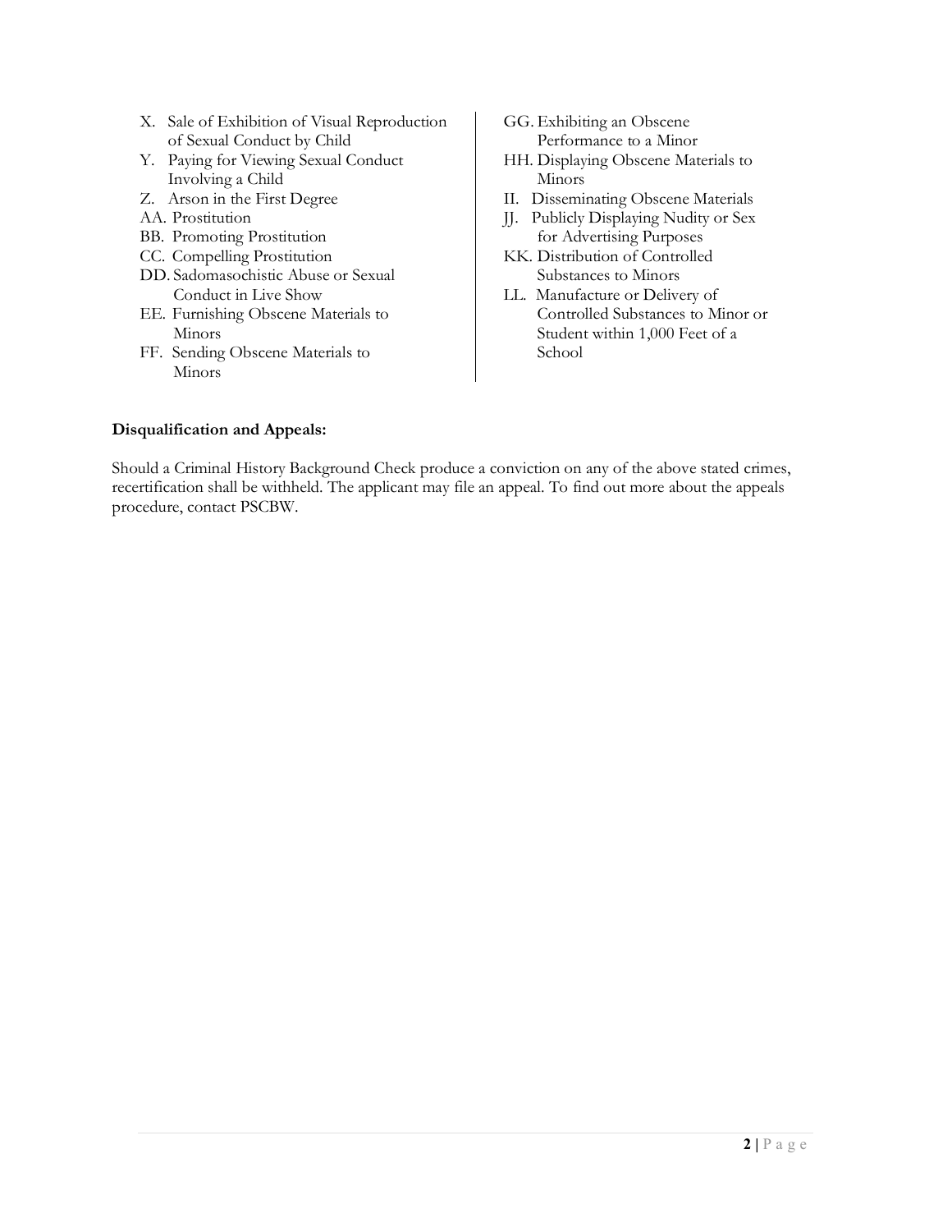X. Sale of Exhibition of Visual Reproduction of Sexual Conduct by Child
Y. Paying for Viewing Sexual Conduct Involving a Child
Z. Arson in the First Degree
AA. Prostitution
BB. Promoting Prostitution
CC. Compelling Prostitution
DD. Sadomasochistic Abuse or Sexual Conduct in Live Show
EE. Furnishing Obscene Materials to Minors
FF. Sending Obscene Materials to Minors
GG. Exhibiting an Obscene Performance to a Minor
HH. Displaying Obscene Materials to Minors
II. Disseminating Obscene Materials
JJ. Publicly Displaying Nudity or Sex for Advertising Purposes
KK. Distribution of Controlled Substances to Minors
LL. Manufacture or Delivery of Controlled Substances to Minor or Student within 1,000 Feet of a School

**Disqualification and Appeals:**

Should a Criminal History Background Check produce a conviction on any of the above stated crimes, recertification shall be withheld. The applicant may file an appeal. To find out more about the appeals procedure, contact PSCBW.